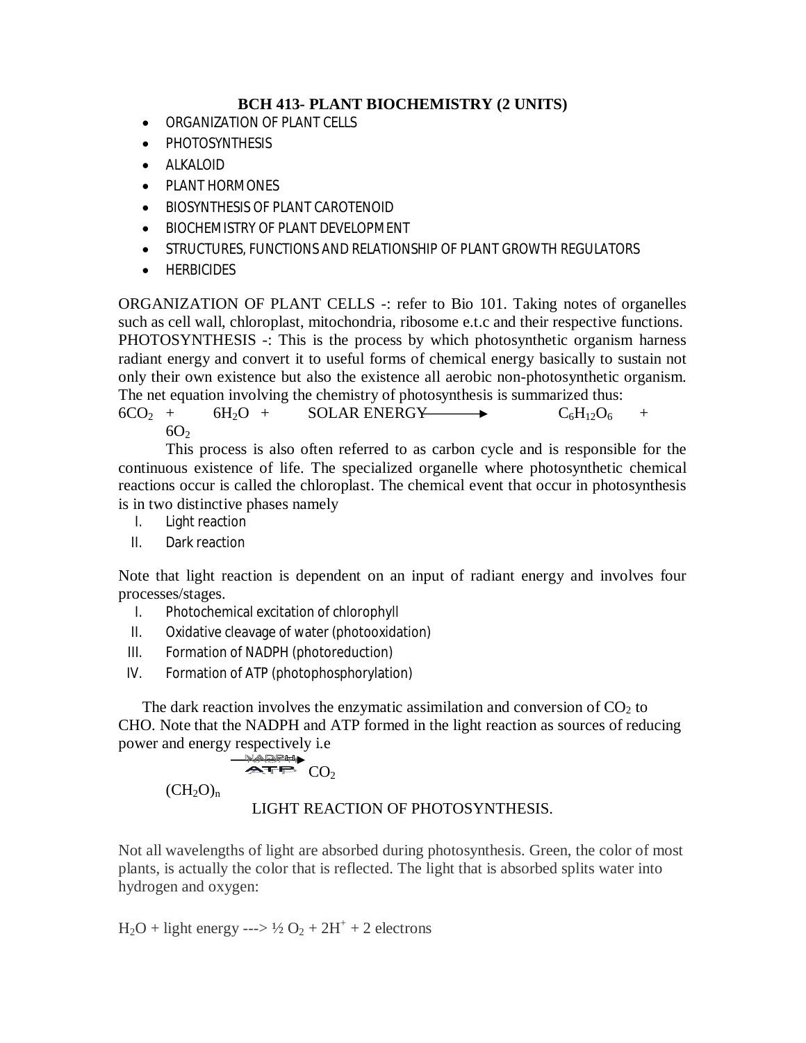# BCH 413- PLANT BIOCHEMISTRY (2 UNITS)

- ORGANIZATION OF PLANT CELLS
- PHOTOSYNTHESIS
- ALKALOID
- PLANT HORMONES
- BIOSYNTHESIS OF PLANT CAROTENOID
- BIOCHEMISTRY OF PLANT DEVELOPMENT
- STRUCTURES, FUNCTIONS AND RELATIONSHIP OF PLANT GROWTH REGULATORS
- HERBICIDES

ORGANIZATION OF PLANT CELLS -: refer to Bio 101. Taking notes of organelles such as cell wall, chloroplast, mitochondria, ribosome e.t.c and their respective functions.
PHOTOSYNTHESIS -: This is the process by which photosynthetic organism harness radiant energy and convert it to useful forms of chemical energy basically to sustain not only their own existence but also the existence all aerobic non-photosynthetic organism. The net equation involving the chemistry of photosynthesis is summarized thus:

$$6CO_2 + 6H_2O + \text{SOLAR ENERGY} \longrightarrow C_6H_{12}O_6 + 6O_2$$

This process is also often referred to as carbon cycle and is responsible for the continuous existence of life. The specialized organelle where photosynthetic chemical reactions occur is called the chloroplast. The chemical event that occur in photosynthesis is in two distinctive phases namely

I. Light reaction
II. Dark reaction

Note that light reaction is dependent on an input of radiant energy and involves four processes/stages.

I. Photochemical excitation of chlorophyll
II. Oxidative cleavage of water (photooxidation)
III. Formation of NADPH (photoreduction)
IV. Formation of ATP (photophosphorylation)

The dark reaction involves the enzymatic assimilation and conversion of $CO_2$ to CHO. Note that the NADPH and ATP formed in the light reaction as sources of reducing power and energy respectively i.e

$$CO_2 \xrightarrow[\text{ATP}]{\text{NADPH}} (CH_2O)_n$$

LIGHT REACTION OF PHOTOSYNTHESIS.

Not all wavelengths of light are absorbed during photosynthesis. Green, the color of most plants, is actually the color that is reflected. The light that is absorbed splits water into hydrogen and oxygen:

$H_2O$ + light energy ---> ½ $O_2$ + $2H^+$ + 2 electrons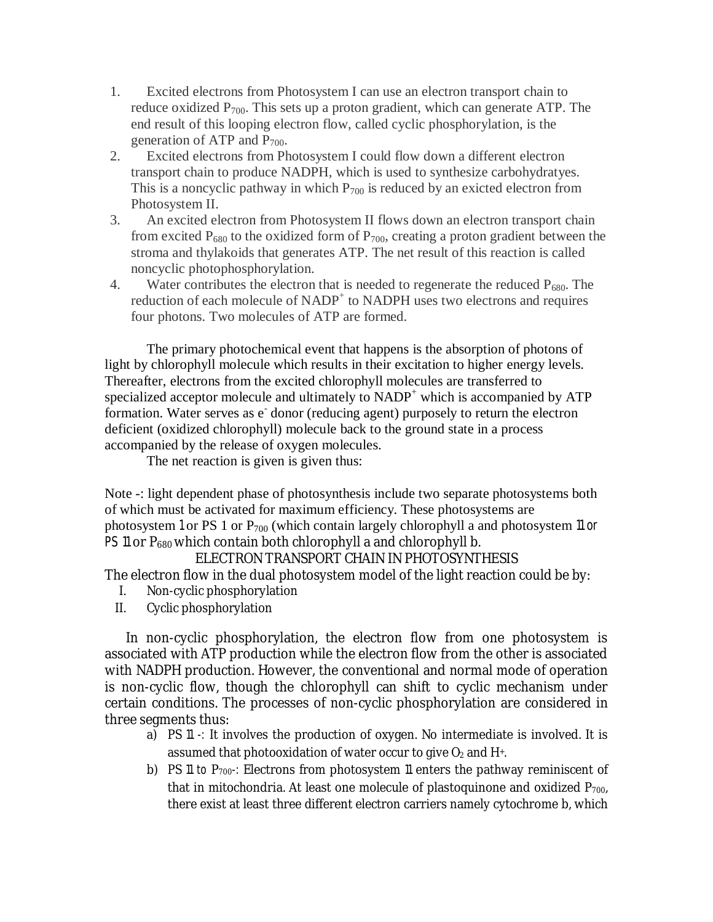1. Excited electrons from Photosystem I can use an electron transport chain to reduce oxidized $P_{700}$. This sets up a proton gradient, which can generate ATP. The end result of this looping electron flow, called cyclic phosphorylation, is the generation of ATP and $P_{700}$.
2. Excited electrons from Photosystem I could flow down a different electron transport chain to produce NADPH, which is used to synthesize carbohydratyes. This is a noncyclic pathway in which $P_{700}$ is reduced by an exicted electron from Photosystem II.
3. An excited electron from Photosystem II flows down an electron transport chain from excited $P_{680}$ to the oxidized form of $P_{700}$, creating a proton gradient between the stroma and thylakoids that generates ATP. The net result of this reaction is called noncyclic photophosphorylation.
4. Water contributes the electron that is needed to regenerate the reduced $P_{680}$. The reduction of each molecule of $NADP^+$ to NADPH uses two electrons and requires four photons. Two molecules of ATP are formed.

The primary photochemical event that happens is the absorption of photons of light by chlorophyll molecule which results in their excitation to higher energy levels. Thereafter, electrons from the excited chlorophyll molecules are transferred to specialized acceptor molecule and ultimately to $NADP^+$ which is accompanied by ATP formation. Water serves as $e^-$ donor (reducing agent) purposely to return the electron deficient (oxidized chlorophyll) molecule back to the ground state in a process accompanied by the release of oxygen molecules.

The net reaction is given is given thus:

Note -: light dependent phase of photosynthesis include two separate photosystems both of which must be activated for maximum efficiency. These photosystems are photosystem 1 or PS 1 or $P_{700}$ (which contain largely chlorophyll a and photosystem 11 or PS 11 or $P_{680}$ which contain both chlorophyll a and chlorophyll b.

## ELECTRON TRANSPORT CHAIN IN PHOTOSYNTHESIS

The electron flow in the dual photosystem model of the light reaction could be by:

I. Non-cyclic phosphorylation
II. Cyclic phosphorylation

In non-cyclic phosphorylation, the electron flow from one photosystem is associated with ATP production while the electron flow from the other is associated with NADPH production. However, the conventional and normal mode of operation is non-cyclic flow, though the chlorophyll can shift to cyclic mechanism under certain conditions. The processes of non-cyclic phosphorylation are considered in three segments thus:

a) PS 11 -: It involves the production of oxygen. No intermediate is involved. It is assumed that photooxidation of water occur to give $O_2$ and $H^+$.
b) PS 11 to $P_{700}$-: Electrons from photosystem 11 enters the pathway reminiscent of that in mitochondria. At least one molecule of plastoquinone and oxidized $P_{700}$, there exist at least three different electron carriers namely cytochrome b, which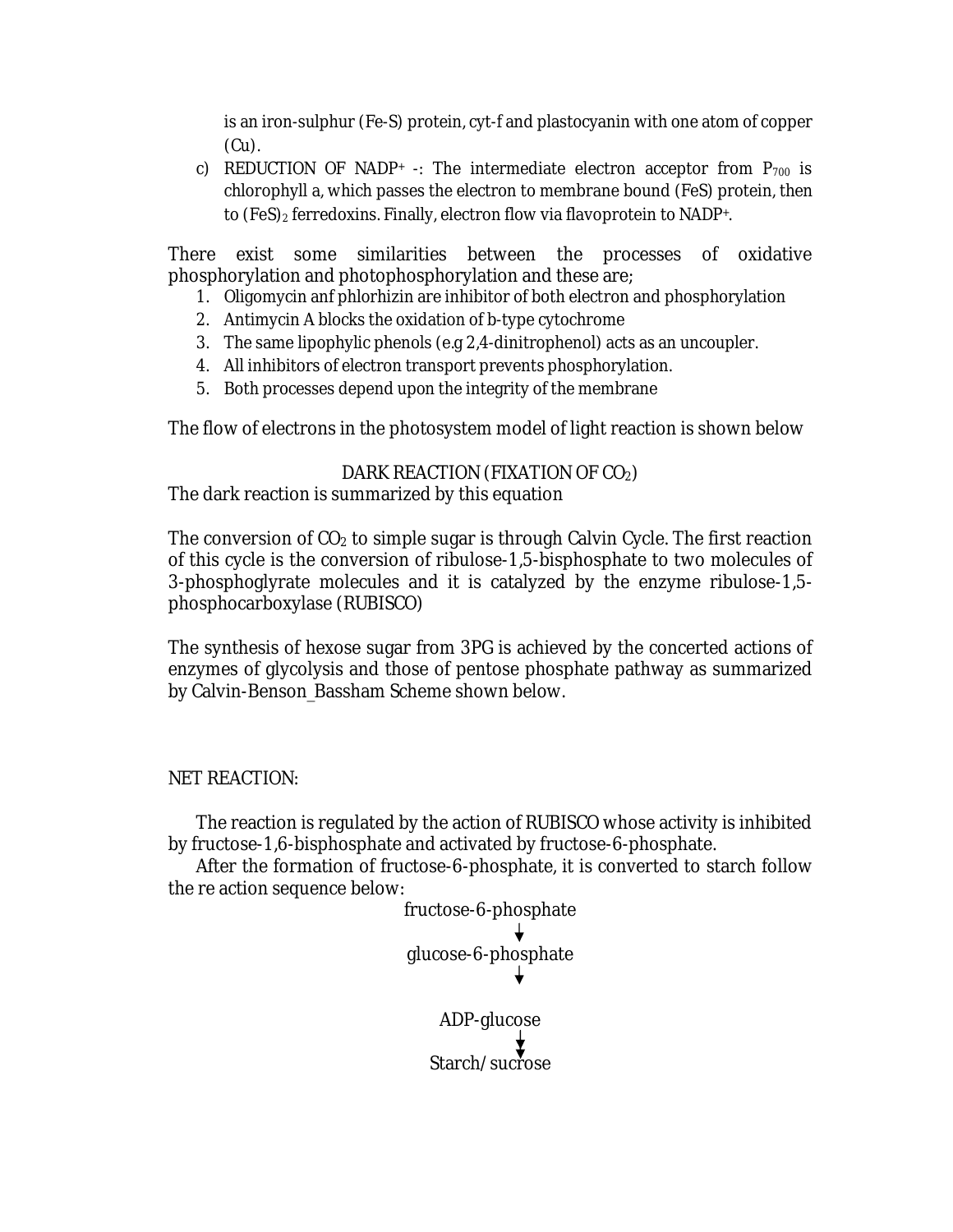is an iron-sulphur (Fe-S) protein, cyt-f and plastocyanin with one atom of copper (Cu).

c) REDUCTION OF $NADP^+$ -: The intermediate electron acceptor from $P_{700}$ is chlorophyll a, which passes the electron to membrane bound (FeS) protein, then to $(FeS)_2$ ferredoxins. Finally, electron flow via flavoprotein to $NADP^+$.

There exist some similarities between the processes of oxidative phosphorylation and photophosphorylation and these are;

1. Oligomycin anf phlorhizin are inhibitor of both electron and phosphorylation
2. Antimycin A blocks the oxidation of b-type cytochrome
3. The same lipophylic phenols (e.g 2,4-dinitrophenol) acts as an uncoupler.
4. All inhibitors of electron transport prevents phosphorylation.
5. Both processes depend upon the integrity of the membrane

The flow of electrons in the photosystem model of light reaction is shown below

## DARK REACTION (FIXATION OF $CO_2$)

The dark reaction is summarized by this equation

The conversion of $CO_2$ to simple sugar is through Calvin Cycle. The first reaction of this cycle is the conversion of ribulose-1,5-bisphosphate to two molecules of 3-phosphoglyrate molecules and it is catalyzed by the enzyme ribulose-1,5-phosphocarboxylase (RUBISCO)

The synthesis of hexose sugar from 3PG is achieved by the concerted actions of enzymes of glycolysis and those of pentose phosphate pathway as summarized by Calvin-Benson_Bassham Scheme shown below.

NET REACTION:

The reaction is regulated by the action of RUBISCO whose activity is inhibited by fructose-1,6-bisphosphate and activated by fructose-6-phosphate.

After the formation of fructose-6-phosphate, it is converted to starch follow the re action sequence below:

fructose-6-phosphate
↓
glucose-6-phosphate
↓
ADP-glucose
↓
Starch/sucrose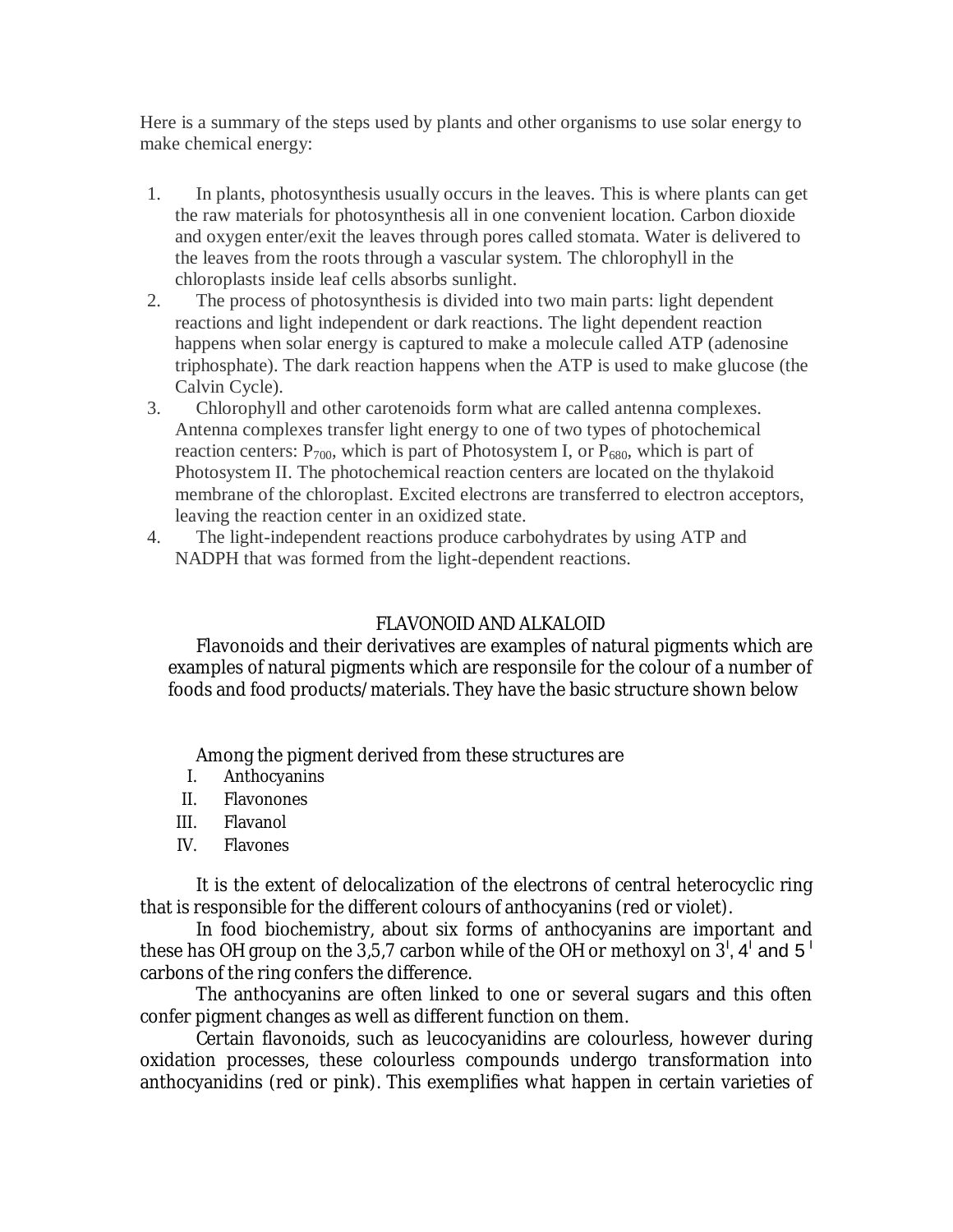Here is a summary of the steps used by plants and other organisms to use solar energy to make chemical energy:

1. In plants, photosynthesis usually occurs in the leaves. This is where plants can get the raw materials for photosynthesis all in one convenient location. Carbon dioxide and oxygen enter/exit the leaves through pores called stomata. Water is delivered to the leaves from the roots through a vascular system. The chlorophyll in the chloroplasts inside leaf cells absorbs sunlight.
2. The process of photosynthesis is divided into two main parts: light dependent reactions and light independent or dark reactions. The light dependent reaction happens when solar energy is captured to make a molecule called ATP (adenosine triphosphate). The dark reaction happens when the ATP is used to make glucose (the Calvin Cycle).
3. Chlorophyll and other carotenoids form what are called antenna complexes. Antenna complexes transfer light energy to one of two types of photochemical reaction centers: $P_{700}$, which is part of Photosystem I, or $P_{680}$, which is part of Photosystem II. The photochemical reaction centers are located on the thylakoid membrane of the chloroplast. Excited electrons are transferred to electron acceptors, leaving the reaction center in an oxidized state.
4. The light-independent reactions produce carbohydrates by using ATP and NADPH that was formed from the light-dependent reactions.

## FLAVONOID AND ALKALOID

Flavonoids and their derivatives are examples of natural pigments which are examples of natural pigments which are responsile for the colour of a number of foods and food products/materials. They have the basic structure shown below

Among the pigment derived from these structures are

I. Anthocyanins
II. Flavonones
III. Flavanol
IV. Flavones

It is the extent of delocalization of the electrons of central heterocyclic ring that is responsible for the different colours of anthocyanins (red or violet).

In food biochemistry, about six forms of anthocyanins are important and these has OH group on the 3,5,7 carbon while of the OH or methoxyl on $3^{I}$, $4^{I}$ and $5^{I}$ carbons of the ring confers the difference.

The anthocyanins are often linked to one or several sugars and this often confer pigment changes as well as different function on them.

Certain flavonoids, such as leucocyanidins are colourless, however during oxidation processes, these colourless compounds undergo transformation into anthocyanidins (red or pink). This exemplifies what happen in certain varieties of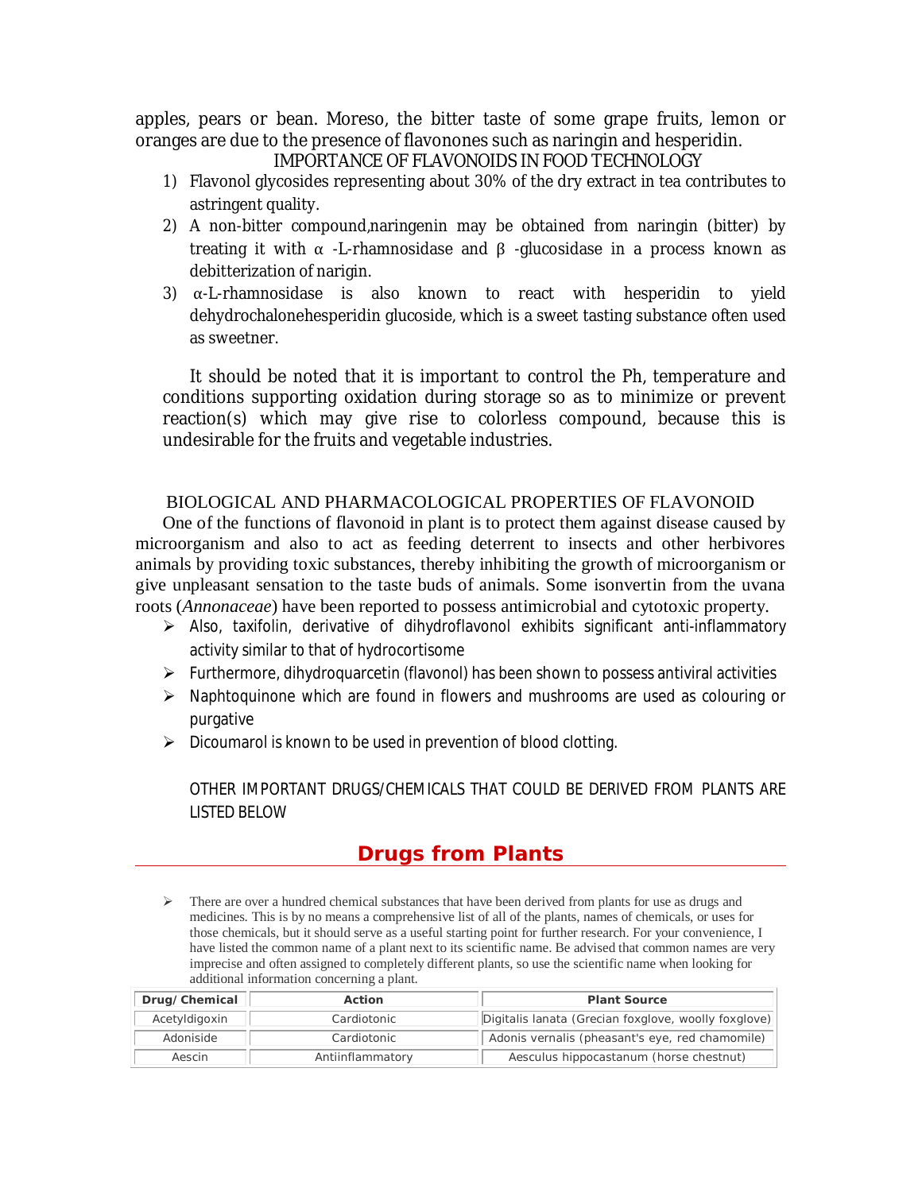apples, pears or bean. Moreso, the bitter taste of some grape fruits, lemon or oranges are due to the presence of flavonones such as naringin and hesperidin.

IMPORTANCE OF FLAVONOIDS IN FOOD TECHNOLOGY

1) Flavonol glycosides representing about 30% of the dry extract in tea contributes to astringent quality.
2) A non-bitter compound,naringenin may be obtained from naringin (bitter) by treating it with α -L-rhamnosidase and β -glucosidase in a process known as debitterization of narigin.
3) α-L-rhamnosidase is also known to react with hesperidin to yield dehydrochalonehesperidin glucoside, which is a sweet tasting substance often used as sweetner.

It should be noted that it is important to control the Ph, temperature and conditions supporting oxidation during storage so as to minimize or prevent reaction(s) which may give rise to colorless compound, because this is undesirable for the fruits and vegetable industries.

BIOLOGICAL AND PHARMACOLOGICAL PROPERTIES OF FLAVONOID

One of the functions of flavonoid in plant is to protect them against disease caused by microorganism and also to act as feeding deterrent to insects and other herbivores animals by providing toxic substances, thereby inhibiting the growth of microorganism or give unpleasant sensation to the taste buds of animals. Some isonvertin from the uvana roots (*Annonaceae*) have been reported to possess antimicrobial and cytotoxic property.

- Also, taxifolin, derivative of dihydroflavonol exhibits significant anti-inflammatory activity similar to that of hydrocortisome
- Furthermore, dihydroquarcetin (flavonol) has been shown to possess antiviral activities
- Naphtoquinone which are found in flowers and mushrooms are used as colouring or purgative
- Dicoumarol is known to be used in prevention of blood clotting.

OTHER IMPORTANT DRUGS/CHEMICALS THAT COULD BE DERIVED FROM PLANTS ARE LISTED BELOW

## Drugs from Plants

- There are over a hundred chemical substances that have been derived from plants for use as drugs and medicines. This is by no means a comprehensive list of all of the plants, names of chemicals, or uses for those chemicals, but it should serve as a useful starting point for further research. For your convenience, I have listed the common name of a plant next to its scientific name. Be advised that common names are very imprecise and often assigned to completely different plants, so use the scientific name when looking for additional information concerning a plant.

| Drug/Chemical | Action | Plant Source |
|---|---|---|
| Acetyldigoxin | Cardiotonic | Digitalis lanata (Grecian foxglove, woolly foxglove) |
| Adoniside | Cardiotonic | Adonis vernalis (pheasant's eye, red chamomile) |
| Aescin | Antiinflammatory | Aesculus hippocastanum (horse chestnut) |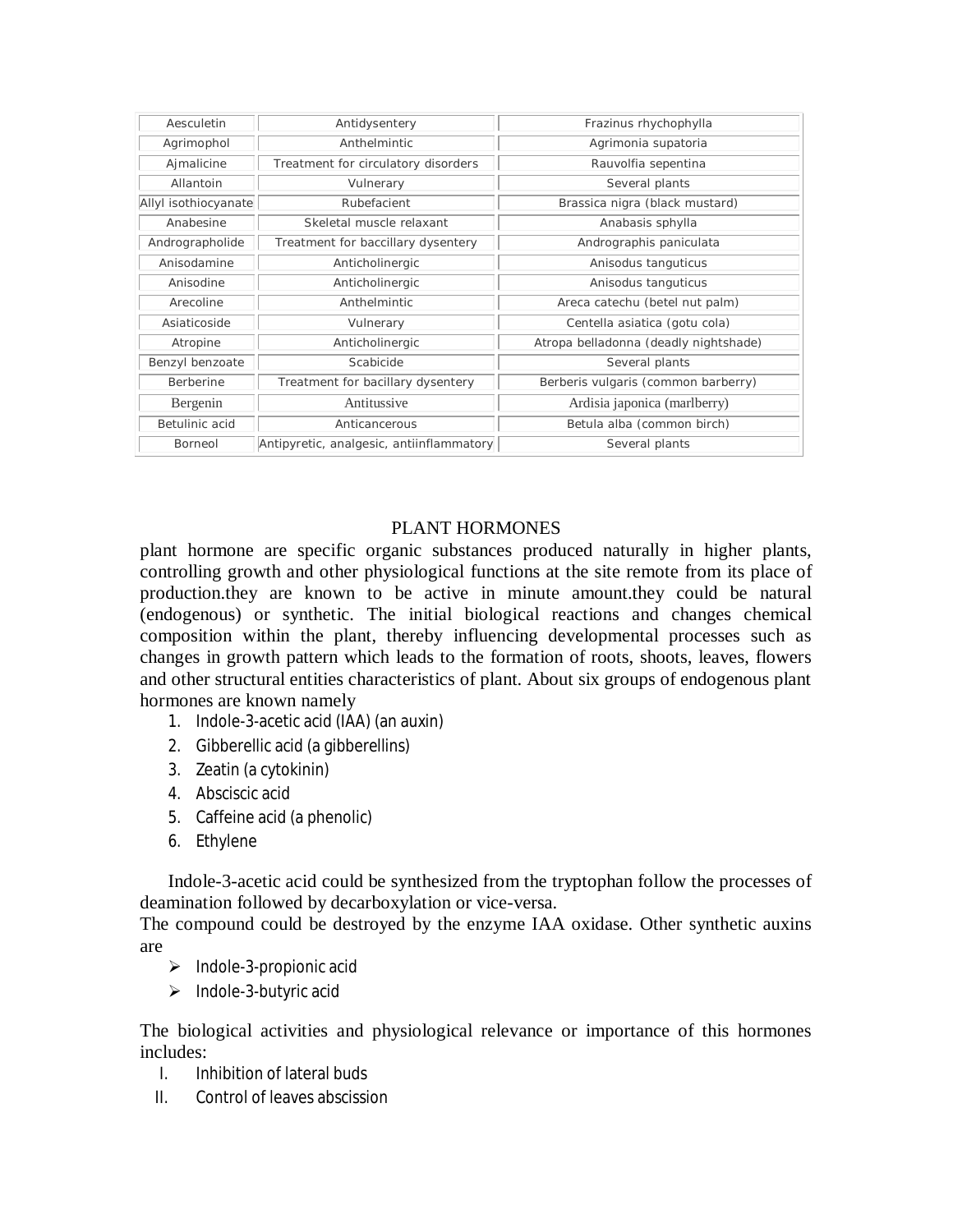| Aesculetin | Antidysentery | Frazinus rhychophylla |
|---|---|---|
| Agrimophol | Anthelmintic | Agrimonia supatoria |
| Ajmalicine | Treatment for circulatory disorders | Rauvolfia sepentina |
| Allantoin | Vulnerary | Several plants |
| Allyl isothiocyanate | Rubefacient | Brassica nigra (black mustard) |
| Anabesine | Skeletal muscle relaxant | Anabasis sphylla |
| Andrographolide | Treatment for baccillary dysentery | Andrographis paniculata |
| Anisodamine | Anticholinergic | Anisodus tanguticus |
| Anisodine | Anticholinergic | Anisodus tanguticus |
| Arecoline | Anthelmintic | Areca catechu (betel nut palm) |
| Asiaticoside | Vulnerary | Centella asiatica (gotu cola) |
| Atropine | Anticholinergic | Atropa belladonna (deadly nightshade) |
| Benzyl benzoate | Scabicide | Several plants |
| Berberine | Treatment for bacillary dysentery | Berberis vulgaris (common barberry) |
| Bergenin | Antitussive | Ardisia japonica (marlberry) |
| Betulinic acid | Anticancerous | Betula alba (common birch) |
| Borneol | Antipyretic, analgesic, antiinflammatory | Several plants |

## PLANT HORMONES

plant hormone are specific organic substances produced naturally in higher plants, controlling growth and other physiological functions at the site remote from its place of production.they are known to be active in minute amount.they could be natural (endogenous) or synthetic. The initial biological reactions and changes chemical composition within the plant, thereby influencing developmental processes such as changes in growth pattern which leads to the formation of roots, shoots, leaves, flowers and other structural entities characteristics of plant. About six groups of endogenous plant hormones are known namely

1. Indole-3-acetic acid (IAA) (an auxin)
2. Gibberellic acid (a gibberellins)
3. Zeatin (a cytokinin)
4. Absciscic acid
5. Caffeine acid (a phenolic)
6. Ethylene

Indole-3-acetic acid could be synthesized from the tryptophan follow the processes of deamination followed by decarboxylation or vice-versa.
The compound could be destroyed by the enzyme IAA oxidase. Other synthetic auxins are

- Indole-3-propionic acid
- Indole-3-butyric acid

The biological activities and physiological relevance or importance of this hormones includes:

I. Inhibition of lateral buds
II. Control of leaves abscission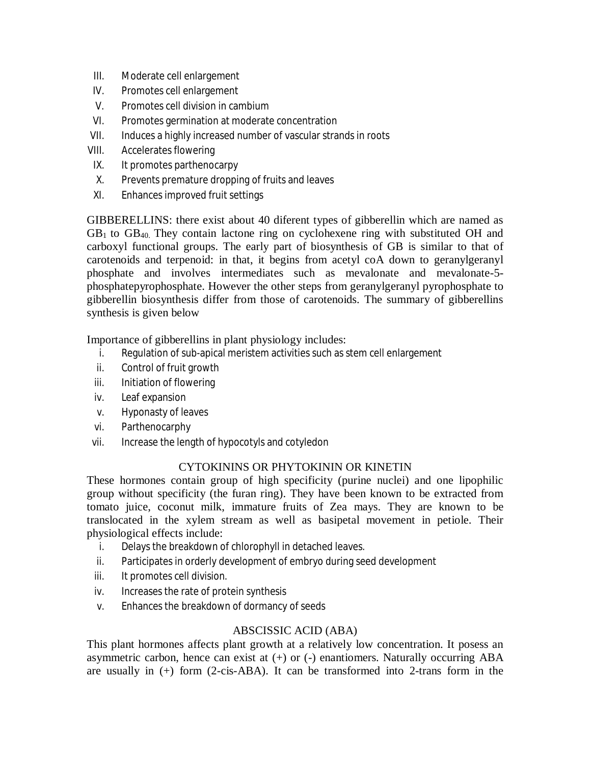III. Moderate cell enlargement
IV. Promotes cell enlargement
V. Promotes cell division in cambium
VI. Promotes germination at moderate concentration
VII. Induces a highly increased number of vascular strands in roots
VIII. Accelerates flowering
IX. It promotes parthenocarpy
X. Prevents premature dropping of fruits and leaves
XI. Enhances improved fruit settings

GIBBERELLINS: there exist about 40 diferent types of gibberellin which are named as $GB_1$ to $GB_{40}$. They contain lactone ring on cyclohexene ring with substituted OH and carboxyl functional groups. The early part of biosynthesis of GB is similar to that of carotenoids and terpenoid: in that, it begins from acetyl coA down to geranylgeranyl phosphate and involves intermediates such as mevalonate and mevalonate-5-phosphatepyrophosphate. However the other steps from geranylgeranyl pyrophosphate to gibberellin biosynthesis differ from those of carotenoids. The summary of gibberellins synthesis is given below

Importance of gibberellins in plant physiology includes:

i. Regulation of sub-apical meristem activities such as stem cell enlargement
ii. Control of fruit growth
iii. Initiation of flowering
iv. Leaf expansion
v. Hyponasty of leaves
vi. Parthenocarphy
vii. Increase the length of hypocotyls and cotyledon

## CYTOKININS OR PHYTOKININ OR KINETIN

These hormones contain group of high specificity (purine nuclei) and one lipophilic group without specificity (the furan ring). They have been known to be extracted from tomato juice, coconut milk, immature fruits of Zea mays. They are known to be translocated in the xylem stream as well as basipetal movement in petiole. Their physiological effects include:

i. Delays the breakdown of chlorophyll in detached leaves.
ii. Participates in orderly development of embryo during seed development
iii. It promotes cell division.
iv. Increases the rate of protein synthesis
v. Enhances the breakdown of dormancy of seeds

## ABSCISSIC ACID (ABA)

This plant hormones affects plant growth at a relatively low concentration. It posess an asymmetric carbon, hence can exist at (+) or (-) enantiomers. Naturally occurring ABA are usually in (+) form (2-cis-ABA). It can be transformed into 2-trans form in the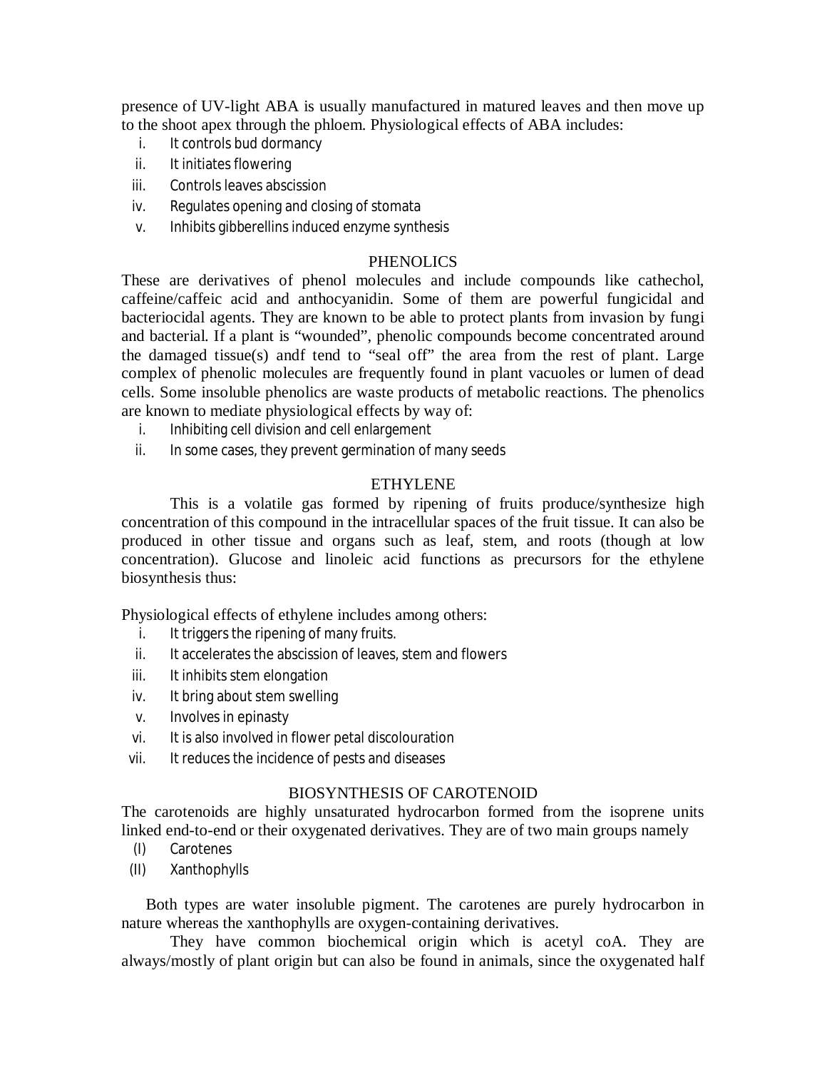presence of UV-light ABA is usually manufactured in matured leaves and then move up to the shoot apex through the phloem. Physiological effects of ABA includes:

i. It controls bud dormancy
ii. It initiates flowering
iii. Controls leaves abscission
iv. Regulates opening and closing of stomata
v. Inhibits gibberellins induced enzyme synthesis

## PHENOLICS

These are derivatives of phenol molecules and include compounds like cathechol, caffeine/caffeic acid and anthocyanidin. Some of them are powerful fungicidal and bacteriocidal agents. They are known to be able to protect plants from invasion by fungi and bacterial. If a plant is "wounded", phenolic compounds become concentrated around the damaged tissue(s) andf tend to "seal off" the area from the rest of plant. Large complex of phenolic molecules are frequently found in plant vacuoles or lumen of dead cells. Some insoluble phenolics are waste products of metabolic reactions. The phenolics are known to mediate physiological effects by way of:

i. Inhibiting cell division and cell enlargement
ii. In some cases, they prevent germination of many seeds

## ETHYLENE

This is a volatile gas formed by ripening of fruits produce/synthesize high concentration of this compound in the intracellular spaces of the fruit tissue. It can also be produced in other tissue and organs such as leaf, stem, and roots (though at low concentration). Glucose and linoleic acid functions as precursors for the ethylene biosynthesis thus:

Physiological effects of ethylene includes among others:

i. It triggers the ripening of many fruits.
ii. It accelerates the abscission of leaves, stem and flowers
iii. It inhibits stem elongation
iv. It bring about stem swelling
v. Involves in epinasty
vi. It is also involved in flower petal discolouration
vii. It reduces the incidence of pests and diseases

## BIOSYNTHESIS OF CAROTENOID

The carotenoids are highly unsaturated hydrocarbon formed from the isoprene units linked end-to-end or their oxygenated derivatives. They are of two main groups namely

(I) Carotenes
(II) Xanthophylls

Both types are water insoluble pigment. The carotenes are purely hydrocarbon in nature whereas the xanthophylls are oxygen-containing derivatives.

They have common biochemical origin which is acetyl coA. They are always/mostly of plant origin but can also be found in animals, since the oxygenated half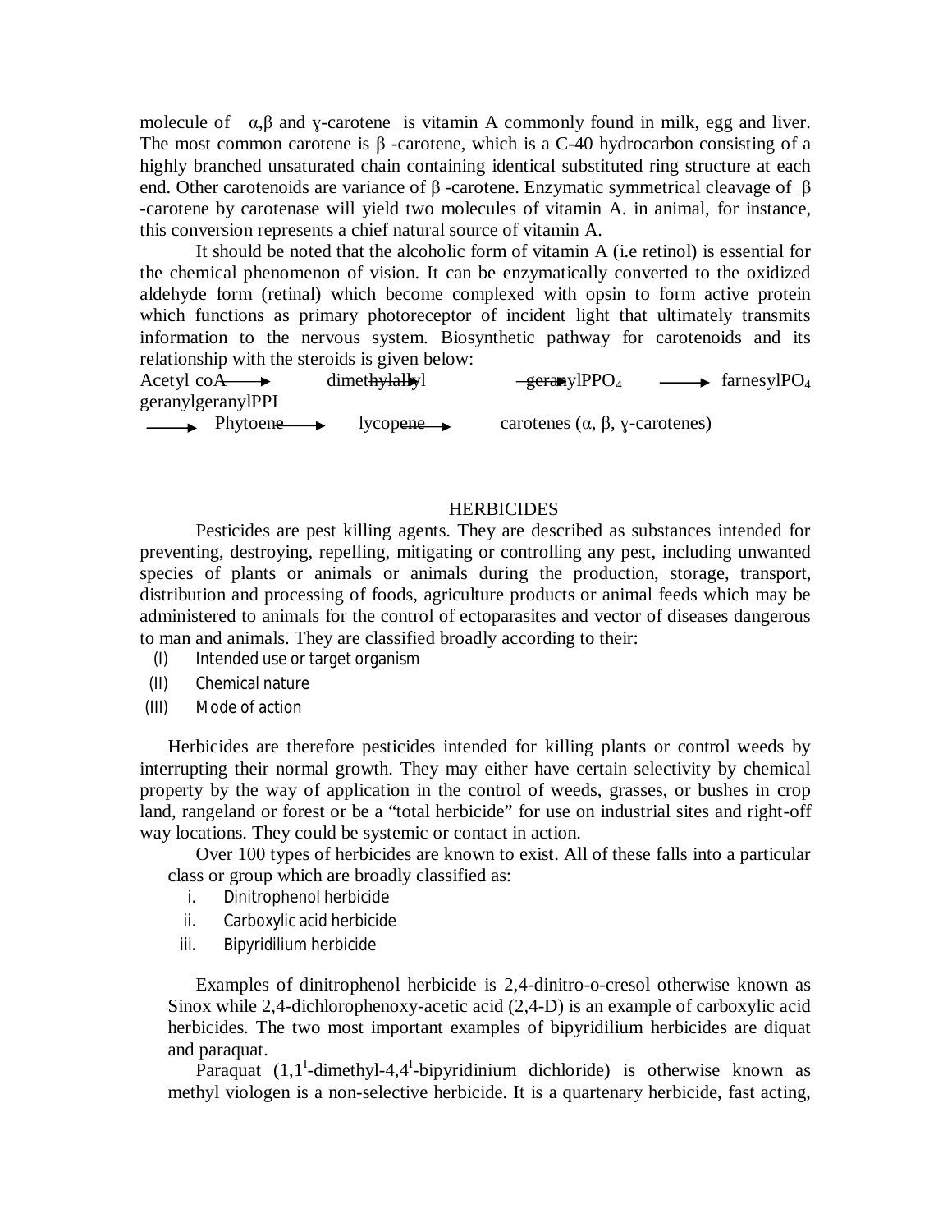molecule of α,β and ɣ-carotene is vitamin A commonly found in milk, egg and liver. The most common carotene is β -carotene, which is a C-40 hydrocarbon consisting of a highly branched unsaturated chain containing identical substituted ring structure at each end. Other carotenoids are variance of β -carotene. Enzymatic symmetrical cleavage of β -carotene by carotenase will yield two molecules of vitamin A. in animal, for instance, this conversion represents a chief natural source of vitamin A.

It should be noted that the alcoholic form of vitamin A (i.e retinol) is essential for the chemical phenomenon of vision. It can be enzymatically converted to the oxidized aldehyde form (retinal) which become complexed with opsin to form active protein which functions as primary photoreceptor of incident light that ultimately transmits information to the nervous system. Biosynthetic pathway for carotenoids and its relationship with the steroids is given below:

Acetyl coA ⟶ dimethylallyl ⟶ geranylPPO$_4$ ⟶ farnesylPO$_4$ geranylgeranylPPI ⟶ Phytoene ⟶ lycopene ⟶ carotenes (α, β, ɣ-carotenes)

## HERBICIDES

Pesticides are pest killing agents. They are described as substances intended for preventing, destroying, repelling, mitigating or controlling any pest, including unwanted species of plants or animals or animals during the production, storage, transport, distribution and processing of foods, agriculture products or animal feeds which may be administered to animals for the control of ectoparasites and vector of diseases dangerous to man and animals. They are classified broadly according to their:

(I) Intended use or target organism
(II) Chemical nature
(III) Mode of action

Herbicides are therefore pesticides intended for killing plants or control weeds by interrupting their normal growth. They may either have certain selectivity by chemical property by the way of application in the control of weeds, grasses, or bushes in crop land, rangeland or forest or be a "total herbicide" for use on industrial sites and right-off way locations. They could be systemic or contact in action.

Over 100 types of herbicides are known to exist. All of these falls into a particular class or group which are broadly classified as:

i. Dinitrophenol herbicide
ii. Carboxylic acid herbicide
iii. Bipyridilium herbicide

Examples of dinitrophenol herbicide is 2,4-dinitro-o-cresol otherwise known as Sinox while 2,4-dichlorophenoxy-acetic acid (2,4-D) is an example of carboxylic acid herbicides. The two most important examples of bipyridilium herbicides are diquat and paraquat.

Paraquat (1,1$^{I}$-dimethyl-4,4$^{I}$-bipyridinium dichloride) is otherwise known as methyl viologen is a non-selective herbicide. It is a quartenary herbicide, fast acting,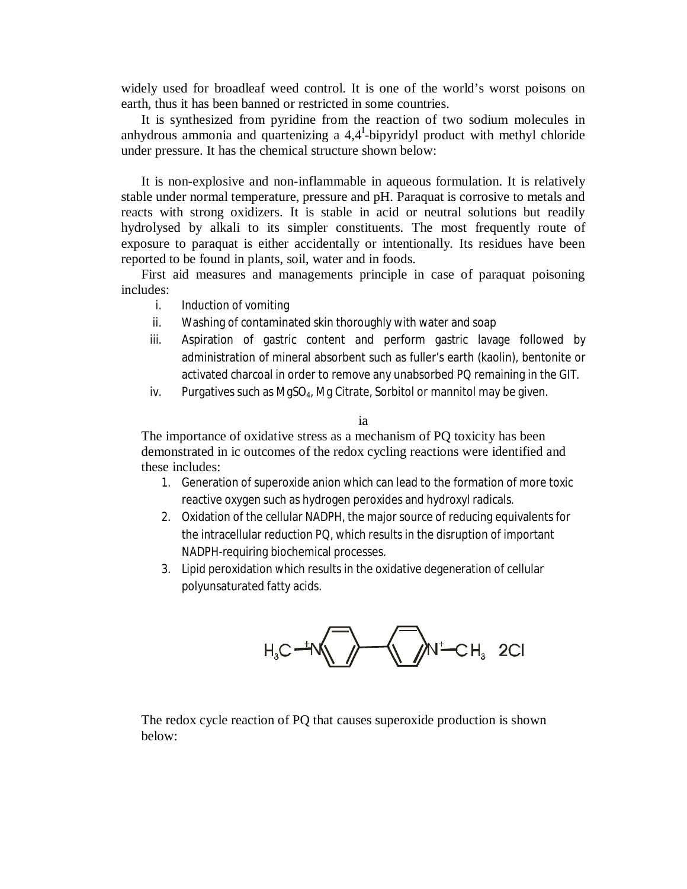widely used for broadleaf weed control. It is one of the world's worst poisons on earth, thus it has been banned or restricted in some countries.

It is synthesized from pyridine from the reaction of two sodium molecules in anhydrous ammonia and quartenizing a 4,4[I]-bipyridyl product with methyl chloride under pressure. It has the chemical structure shown below:

It is non-explosive and non-inflammable in aqueous formulation. It is relatively stable under normal temperature, pressure and pH. Paraquat is corrosive to metals and reacts with strong oxidizers. It is stable in acid or neutral solutions but readily hydrolysed by alkali to its simpler constituents. The most frequently route of exposure to paraquat is either accidentally or intentionally. Its residues have been reported to be found in plants, soil, water and in foods.

First aid measures and managements principle in case of paraquat poisoning includes:

i. Induction of vomiting
ii. Washing of contaminated skin thoroughly with water and soap
iii. Aspiration of gastric content and perform gastric lavage followed by administration of mineral absorbent such as fuller's earth (kaolin), bentonite or activated charcoal in order to remove any unabsorbed PQ remaining in the GIT.
iv. Purgatives such as $MgSO_4$, Mg Citrate, Sorbitol or mannitol may be given.

ia

The importance of oxidative stress as a mechanism of PQ toxicity has been demonstrated in ic outcomes of the redox cycling reactions were identified and these includes:

1. Generation of superoxide anion which can lead to the formation of more toxic reactive oxygen such as hydrogen peroxides and hydroxyl radicals.
2. Oxidation of the cellular NADPH, the major source of reducing equivalents for the intracellular reduction PQ, which results in the disruption of important NADPH-requiring biochemical processes.
3. Lipid peroxidation which results in the oxidative degeneration of cellular polyunsaturated fatty acids.

$H_3C-N^+$(pyridine ring)–(pyridine ring)$N^+-CH_3$ $2Cl$

The redox cycle reaction of PQ that causes superoxide production is shown below: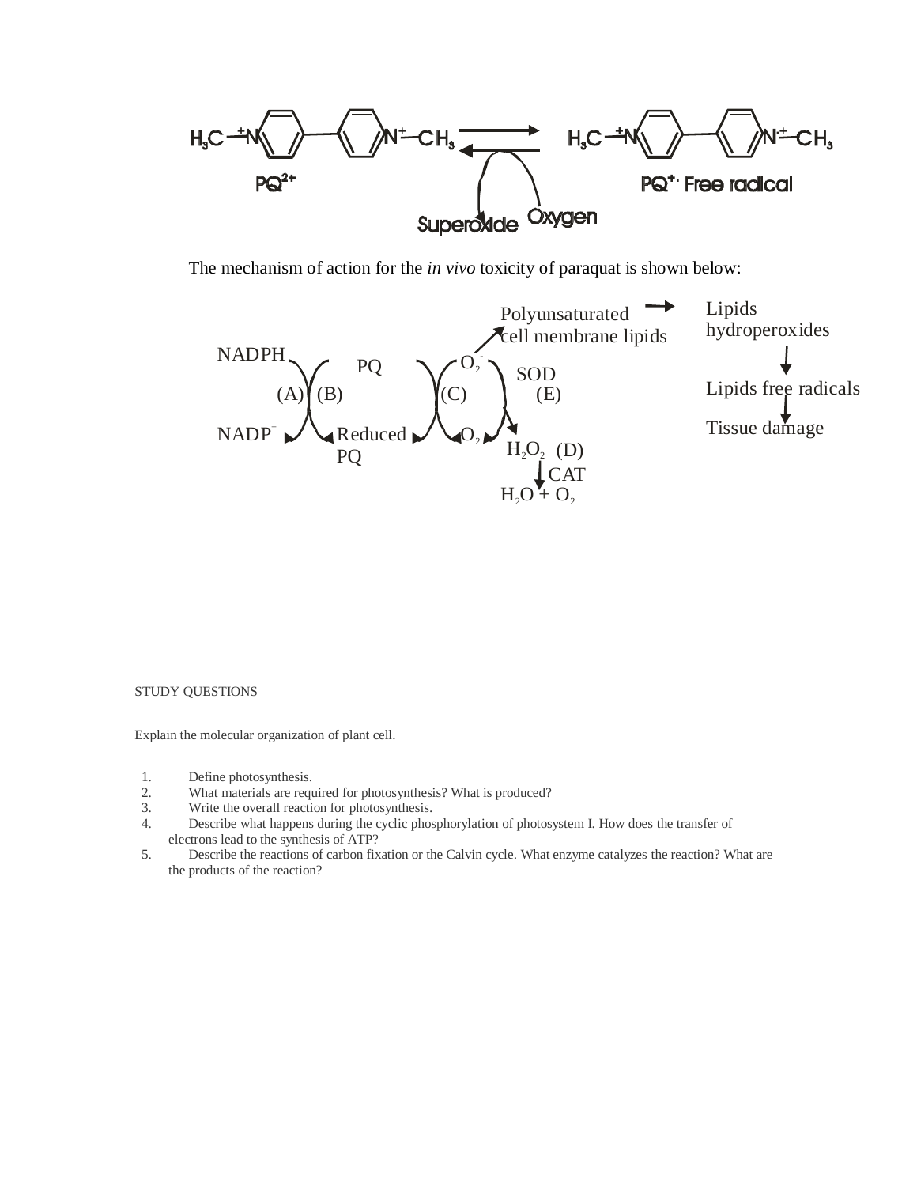H$_3$C–$^+$N PQ$^{2+}$ N$^+$–CH$_3$ ⇌ H$_3$C–$^+$N N$^{\cdot+}$–CH$_3$ PQ$^{+\cdot}$ Free radical

Superoxide Oxygen

The mechanism of action for the *in vivo* toxicity of paraquat is shown below:

NADPH

NADP$^+$

(A) (B)

PQ

Reduced PQ

(C)

$O_2^-$

$O_2$

SOD

(E)

$H_2O_2$ (D)

CAT

$H_2O + O_2$

Polyunsaturated cell membrane lipids

Lipids hydroperoxides

Lipids free radicals

Tissue damage

STUDY QUESTIONS

Explain the molecular organization of plant cell.

1. Define photosynthesis.
2. What materials are required for photosynthesis? What is produced?
3. Write the overall reaction for photosynthesis.
4. Describe what happens during the cyclic phosphorylation of photosystem I. How does the transfer of electrons lead to the synthesis of ATP?
5. Describe the reactions of carbon fixation or the Calvin cycle. What enzyme catalyzes the reaction? What are the products of the reaction?